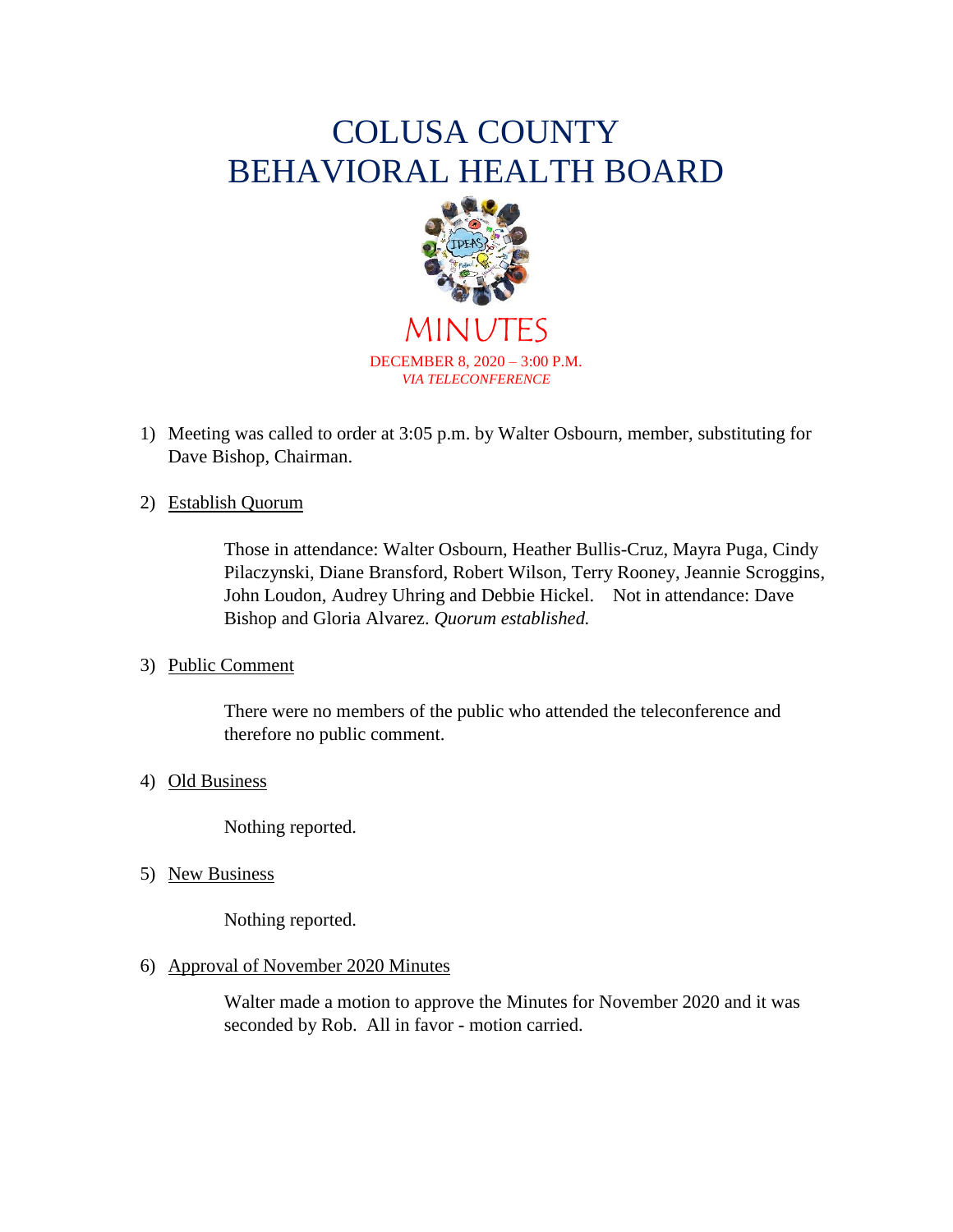# COLUSA COUNTY
# BEHAVIORAL HEALTH BOARD

## MINUTES

DECEMBER 8, 2020 – 3:00 P.M.
*VIA TELECONFERENCE*

1) Meeting was called to order at 3:05 p.m. by Walter Osbourn, member, substituting for Dave Bishop, Chairman.

2) Establish Quorum

   Those in attendance: Walter Osbourn, Heather Bullis-Cruz, Mayra Puga, Cindy Pilaczynski, Diane Bransford, Robert Wilson, Terry Rooney, Jeannie Scroggins, John Loudon, Audrey Uhring and Debbie Hickel. Not in attendance: Dave Bishop and Gloria Alvarez. *Quorum established.*

3) Public Comment

   There were no members of the public who attended the teleconference and therefore no public comment.

4) Old Business

   Nothing reported.

5) New Business

   Nothing reported.

6) Approval of November 2020 Minutes

   Walter made a motion to approve the Minutes for November 2020 and it was seconded by Rob. All in favor - motion carried.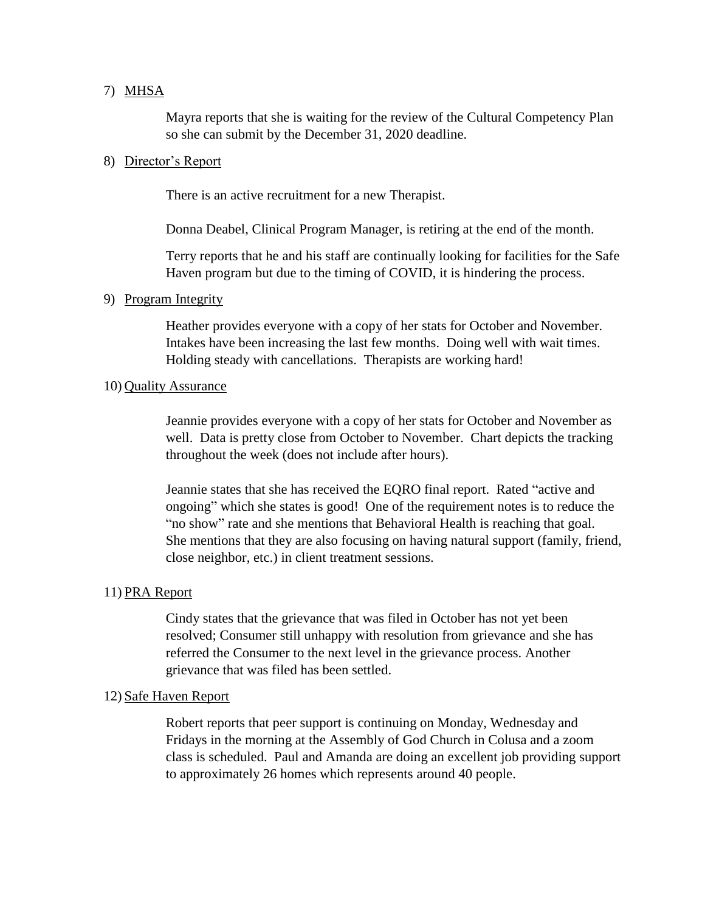7) <u>MHSA</u>

Mayra reports that she is waiting for the review of the Cultural Competency Plan so she can submit by the December 31, 2020 deadline.

8) <u>Director's Report</u>

There is an active recruitment for a new Therapist.

Donna Deabel, Clinical Program Manager, is retiring at the end of the month.

Terry reports that he and his staff are continually looking for facilities for the Safe Haven program but due to the timing of COVID, it is hindering the process.

9) <u>Program Integrity</u>

Heather provides everyone with a copy of her stats for October and November. Intakes have been increasing the last few months. Doing well with wait times. Holding steady with cancellations. Therapists are working hard!

10) <u>Quality Assurance</u>

Jeannie provides everyone with a copy of her stats for October and November as well. Data is pretty close from October to November. Chart depicts the tracking throughout the week (does not include after hours).

Jeannie states that she has received the EQRO final report. Rated "active and ongoing" which she states is good! One of the requirement notes is to reduce the "no show" rate and she mentions that Behavioral Health is reaching that goal. She mentions that they are also focusing on having natural support (family, friend, close neighbor, etc.) in client treatment sessions.

11) <u>PRA Report</u>

Cindy states that the grievance that was filed in October has not yet been resolved; Consumer still unhappy with resolution from grievance and she has referred the Consumer to the next level in the grievance process. Another grievance that was filed has been settled.

12) <u>Safe Haven Report</u>

Robert reports that peer support is continuing on Monday, Wednesday and Fridays in the morning at the Assembly of God Church in Colusa and a zoom class is scheduled. Paul and Amanda are doing an excellent job providing support to approximately 26 homes which represents around 40 people.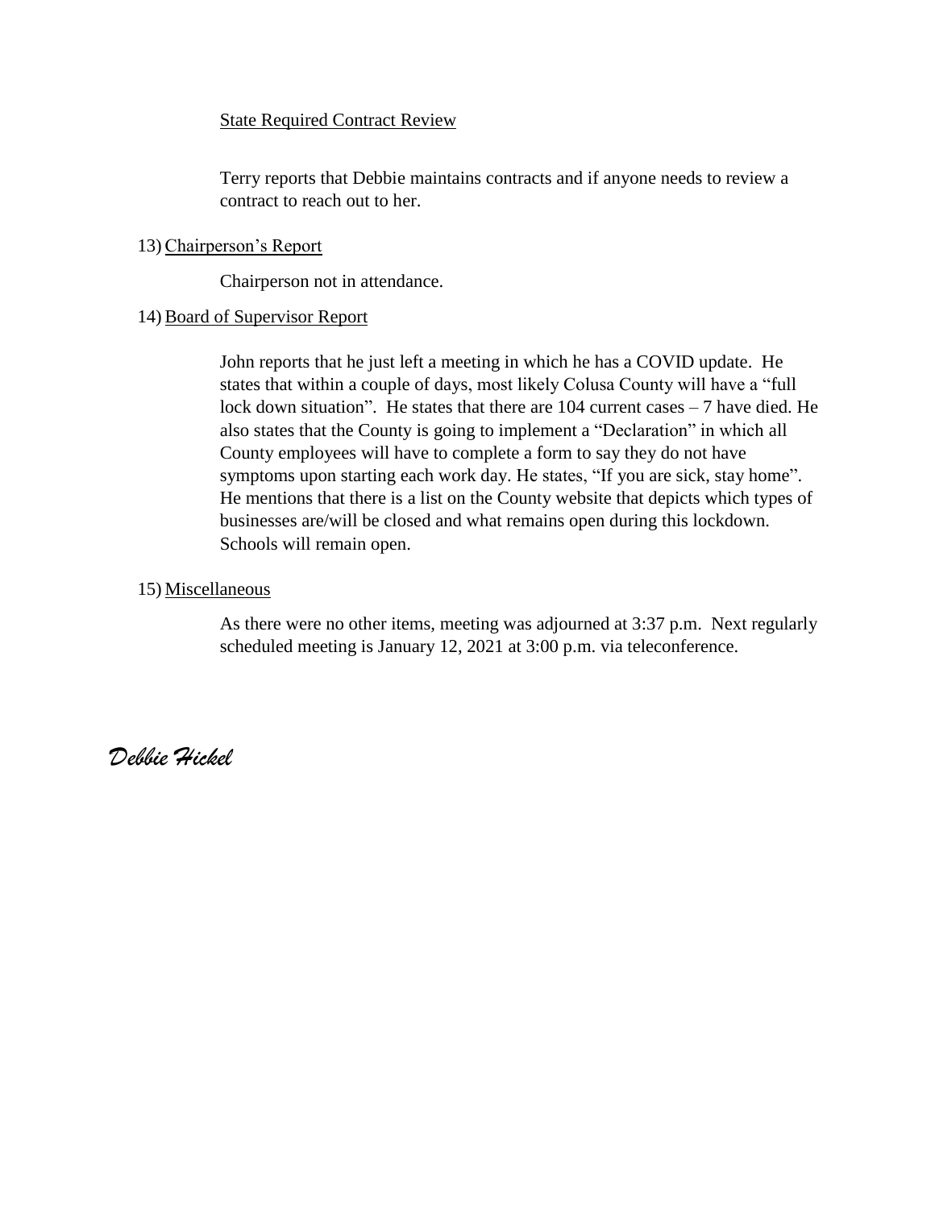State Required Contract Review

Terry reports that Debbie maintains contracts and if anyone needs to review a contract to reach out to her.

13) Chairperson's Report

Chairperson not in attendance.

14) Board of Supervisor Report

John reports that he just left a meeting in which he has a COVID update. He states that within a couple of days, most likely Colusa County will have a "full lock down situation". He states that there are 104 current cases – 7 have died. He also states that the County is going to implement a "Declaration" in which all County employees will have to complete a form to say they do not have symptoms upon starting each work day. He states, "If you are sick, stay home". He mentions that there is a list on the County website that depicts which types of businesses are/will be closed and what remains open during this lockdown. Schools will remain open.

15) Miscellaneous

As there were no other items, meeting was adjourned at 3:37 p.m. Next regularly scheduled meeting is January 12, 2021 at 3:00 p.m. via teleconference.

*Debbie Hickel*